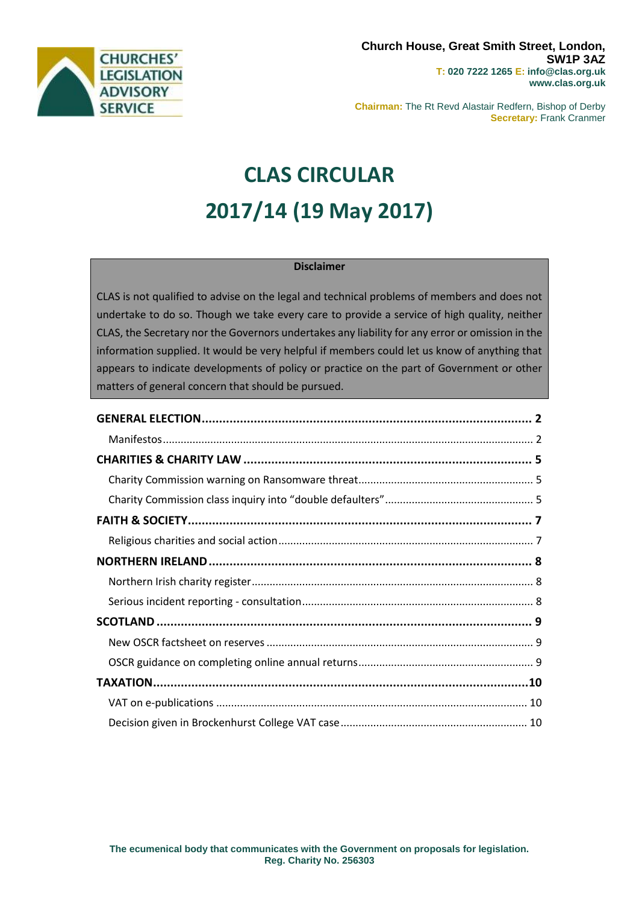CHURCHES' LEGISLATION ADVISORY SERVICE

**Church House, Great Smith Street, London, SW1P 3AZ**
**T: 020 7222 1265 E: info@clas.org.uk**
**www.clas.org.uk**

**Chairman:** The Rt Revd Alastair Redfern, Bishop of Derby
**Secretary:** Frank Cranmer

# CLAS CIRCULAR
# 2017/14 (19 May 2017)

**Disclaimer**

CLAS is not qualified to advise on the legal and technical problems of members and does not undertake to do so. Though we take every care to provide a service of high quality, neither CLAS, the Secretary nor the Governors undertakes any liability for any error or omission in the information supplied. It would be very helpful if members could let us know of anything that appears to indicate developments of policy or practice on the part of Government or other matters of general concern that should be pursued.

**GENERAL ELECTION** .......... 2
- Manifestos .......... 2

**CHARITIES & CHARITY LAW** .......... 5
- Charity Commission warning on Ransomware threat .......... 5
- Charity Commission class inquiry into "double defaulters" .......... 5

**FAITH & SOCIETY** .......... 7
- Religious charities and social action .......... 7

**NORTHERN IRELAND** .......... 8
- Northern Irish charity register .......... 8
- Serious incident reporting - consultation .......... 8

**SCOTLAND** .......... 9
- New OSCR factsheet on reserves .......... 9
- OSCR guidance on completing online annual returns .......... 9

**TAXATION** .......... 10
- VAT on e-publications .......... 10
- Decision given in Brockenhurst College VAT case .......... 10

**The ecumenical body that communicates with the Government on proposals for legislation.**
**Reg. Charity No. 256303**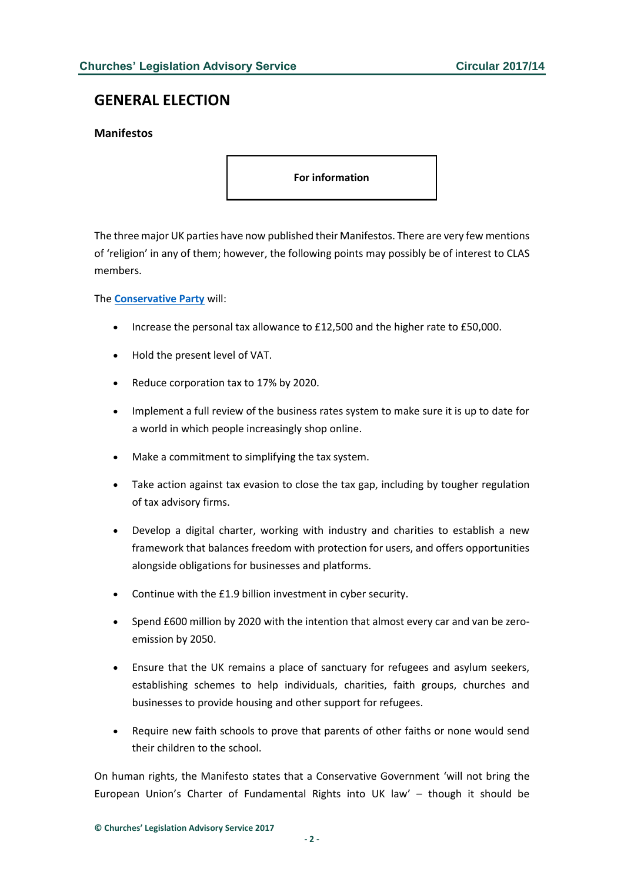## GENERAL ELECTION

### Manifestos

**For information**

The three major UK parties have now published their Manifestos. There are very few mentions of 'religion' in any of them; however, the following points may possibly be of interest to CLAS members.

The **Conservative Party** will:

- Increase the personal tax allowance to £12,500 and the higher rate to £50,000.
- Hold the present level of VAT.
- Reduce corporation tax to 17% by 2020.
- Implement a full review of the business rates system to make sure it is up to date for a world in which people increasingly shop online.
- Make a commitment to simplifying the tax system.
- Take action against tax evasion to close the tax gap, including by tougher regulation of tax advisory firms.
- Develop a digital charter, working with industry and charities to establish a new framework that balances freedom with protection for users, and offers opportunities alongside obligations for businesses and platforms.
- Continue with the £1.9 billion investment in cyber security.
- Spend £600 million by 2020 with the intention that almost every car and van be zero-emission by 2050.
- Ensure that the UK remains a place of sanctuary for refugees and asylum seekers, establishing schemes to help individuals, charities, faith groups, churches and businesses to provide housing and other support for refugees.
- Require new faith schools to prove that parents of other faiths or none would send their children to the school.

On human rights, the Manifesto states that a Conservative Government 'will not bring the European Union's Charter of Fundamental Rights into UK law' – though it should be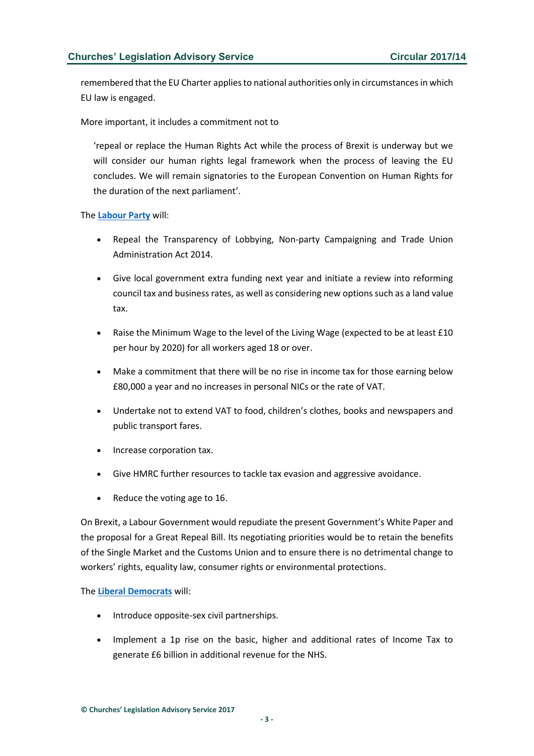remembered that the EU Charter applies to national authorities only in circumstances in which EU law is engaged.

More important, it includes a commitment not to

> 'repeal or replace the Human Rights Act while the process of Brexit is underway but we will consider our human rights legal framework when the process of leaving the EU concludes. We will remain signatories to the European Convention on Human Rights for the duration of the next parliament'.

The **Labour Party** will:

- Repeal the Transparency of Lobbying, Non-party Campaigning and Trade Union Administration Act 2014.
- Give local government extra funding next year and initiate a review into reforming council tax and business rates, as well as considering new options such as a land value tax.
- Raise the Minimum Wage to the level of the Living Wage (expected to be at least £10 per hour by 2020) for all workers aged 18 or over.
- Make a commitment that there will be no rise in income tax for those earning below £80,000 a year and no increases in personal NICs or the rate of VAT.
- Undertake not to extend VAT to food, children's clothes, books and newspapers and public transport fares.
- Increase corporation tax.
- Give HMRC further resources to tackle tax evasion and aggressive avoidance.
- Reduce the voting age to 16.

On Brexit, a Labour Government would repudiate the present Government's White Paper and the proposal for a Great Repeal Bill. Its negotiating priorities would be to retain the benefits of the Single Market and the Customs Union and to ensure there is no detrimental change to workers' rights, equality law, consumer rights or environmental protections.

The **Liberal Democrats** will:

- Introduce opposite-sex civil partnerships.
- Implement a 1p rise on the basic, higher and additional rates of Income Tax to generate £6 billion in additional revenue for the NHS.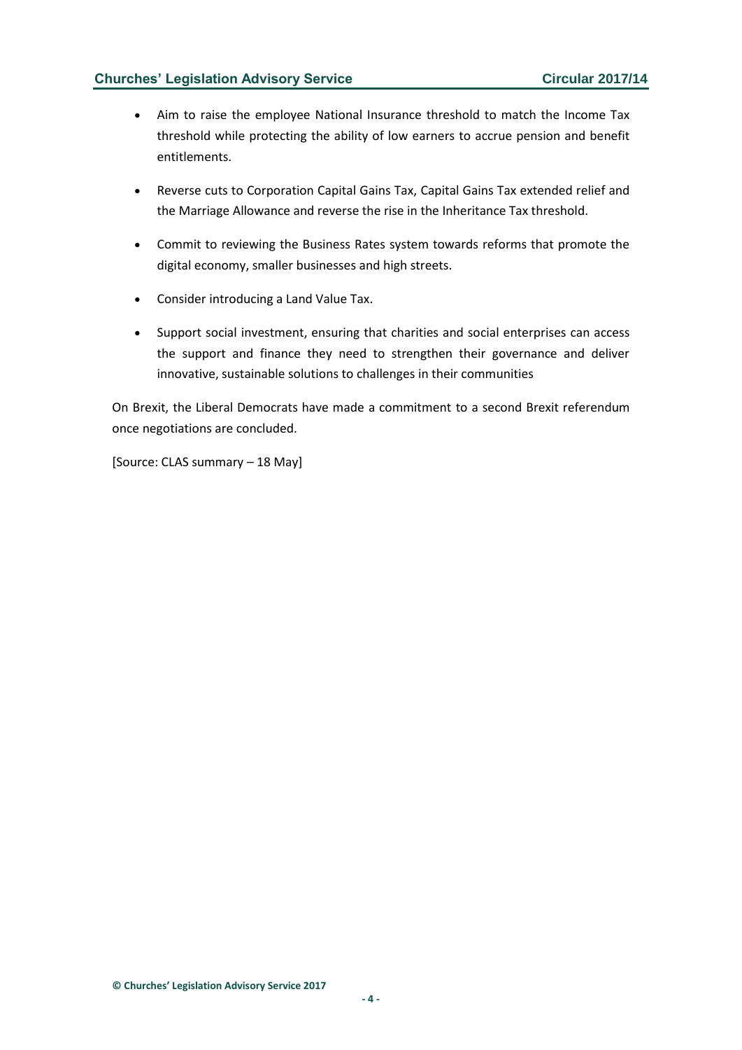- Aim to raise the employee National Insurance threshold to match the Income Tax threshold while protecting the ability of low earners to accrue pension and benefit entitlements.

- Reverse cuts to Corporation Capital Gains Tax, Capital Gains Tax extended relief and the Marriage Allowance and reverse the rise in the Inheritance Tax threshold.

- Commit to reviewing the Business Rates system towards reforms that promote the digital economy, smaller businesses and high streets.

- Consider introducing a Land Value Tax.

- Support social investment, ensuring that charities and social enterprises can access the support and finance they need to strengthen their governance and deliver innovative, sustainable solutions to challenges in their communities

On Brexit, the Liberal Democrats have made a commitment to a second Brexit referendum once negotiations are concluded.

[Source: CLAS summary – 18 May]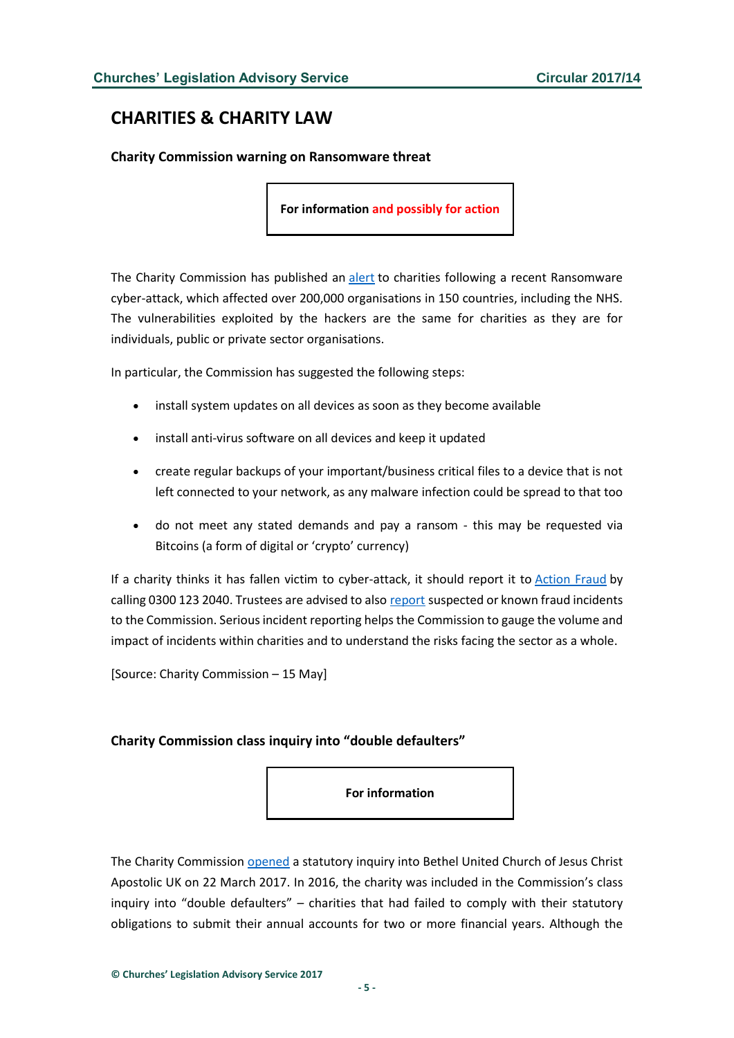## CHARITIES & CHARITY LAW

### Charity Commission warning on Ransomware threat

**For information and possibly for action**

The Charity Commission has published an alert to charities following a recent Ransomware cyber-attack, which affected over 200,000 organisations in 150 countries, including the NHS. The vulnerabilities exploited by the hackers are the same for charities as they are for individuals, public or private sector organisations.

In particular, the Commission has suggested the following steps:

- install system updates on all devices as soon as they become available
- install anti-virus software on all devices and keep it updated
- create regular backups of your important/business critical files to a device that is not left connected to your network, as any malware infection could be spread to that too
- do not meet any stated demands and pay a ransom - this may be requested via Bitcoins (a form of digital or 'crypto' currency)

If a charity thinks it has fallen victim to cyber-attack, it should report it to Action Fraud by calling 0300 123 2040. Trustees are advised to also report suspected or known fraud incidents to the Commission. Serious incident reporting helps the Commission to gauge the volume and impact of incidents within charities and to understand the risks facing the sector as a whole.

[Source: Charity Commission – 15 May]

### Charity Commission class inquiry into "double defaulters"

**For information**

The Charity Commission opened a statutory inquiry into Bethel United Church of Jesus Christ Apostolic UK on 22 March 2017. In 2016, the charity was included in the Commission's class inquiry into "double defaulters" – charities that had failed to comply with their statutory obligations to submit their annual accounts for two or more financial years. Although the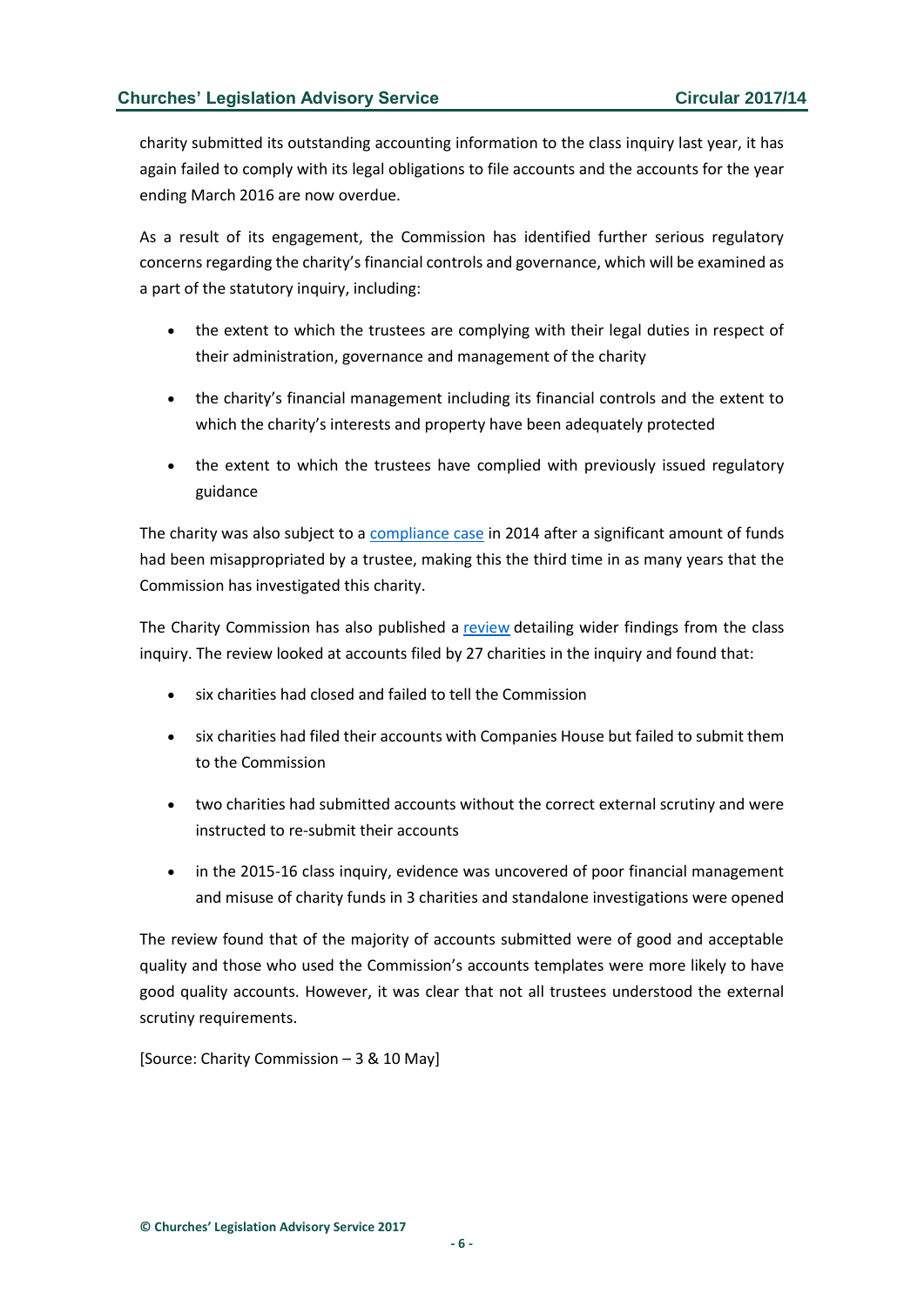charity submitted its outstanding accounting information to the class inquiry last year, it has again failed to comply with its legal obligations to file accounts and the accounts for the year ending March 2016 are now overdue.

As a result of its engagement, the Commission has identified further serious regulatory concerns regarding the charity's financial controls and governance, which will be examined as a part of the statutory inquiry, including:

- the extent to which the trustees are complying with their legal duties in respect of their administration, governance and management of the charity
- the charity's financial management including its financial controls and the extent to which the charity's interests and property have been adequately protected
- the extent to which the trustees have complied with previously issued regulatory guidance

The charity was also subject to a compliance case in 2014 after a significant amount of funds had been misappropriated by a trustee, making this the third time in as many years that the Commission has investigated this charity.

The Charity Commission has also published a review detailing wider findings from the class inquiry. The review looked at accounts filed by 27 charities in the inquiry and found that:

- six charities had closed and failed to tell the Commission
- six charities had filed their accounts with Companies House but failed to submit them to the Commission
- two charities had submitted accounts without the correct external scrutiny and were instructed to re-submit their accounts
- in the 2015-16 class inquiry, evidence was uncovered of poor financial management and misuse of charity funds in 3 charities and standalone investigations were opened

The review found that of the majority of accounts submitted were of good and acceptable quality and those who used the Commission's accounts templates were more likely to have good quality accounts. However, it was clear that not all trustees understood the external scrutiny requirements.

[Source: Charity Commission – 3 & 10 May]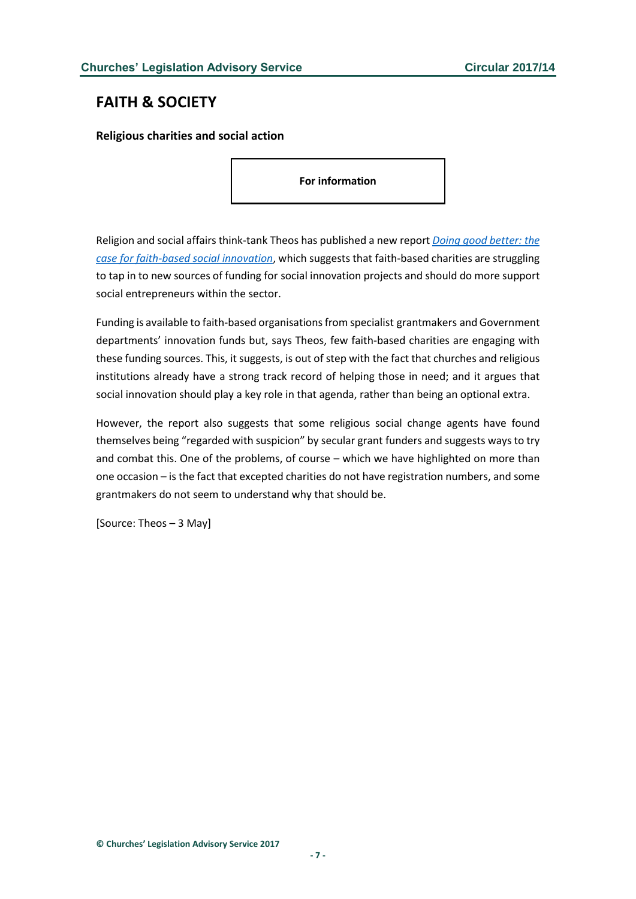# FAITH & SOCIETY

**Religious charities and social action**

**For information**

Religion and social affairs think-tank Theos has published a new report *Doing good better: the case for faith-based social innovation*, which suggests that faith-based charities are struggling to tap in to new sources of funding for social innovation projects and should do more support social entrepreneurs within the sector.

Funding is available to faith-based organisations from specialist grantmakers and Government departments' innovation funds but, says Theos, few faith-based charities are engaging with these funding sources. This, it suggests, is out of step with the fact that churches and religious institutions already have a strong track record of helping those in need; and it argues that social innovation should play a key role in that agenda, rather than being an optional extra.

However, the report also suggests that some religious social change agents have found themselves being "regarded with suspicion" by secular grant funders and suggests ways to try and combat this. One of the problems, of course – which we have highlighted on more than one occasion – is the fact that excepted charities do not have registration numbers, and some grantmakers do not seem to understand why that should be.

[Source: Theos – 3 May]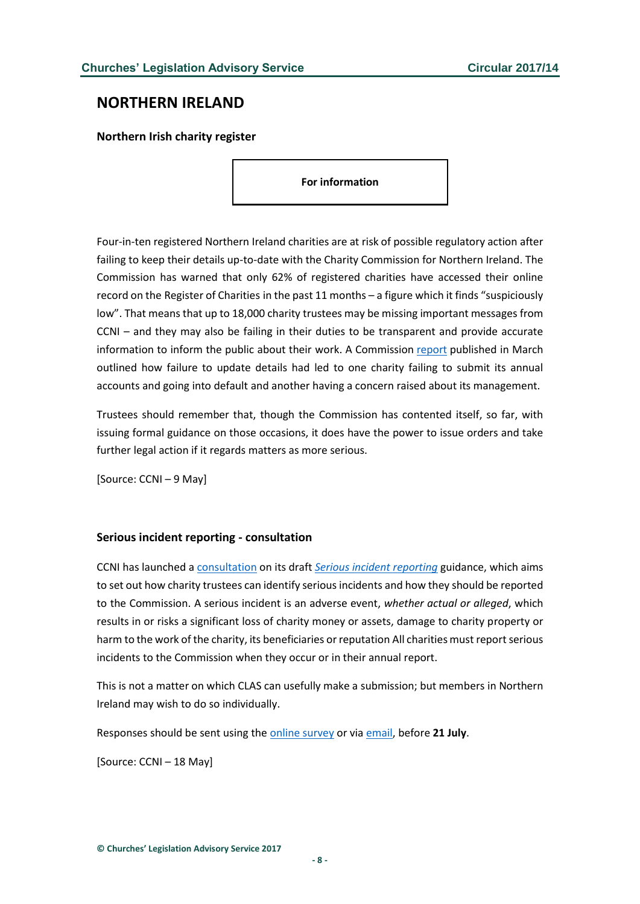## NORTHERN IRELAND

### Northern Irish charity register

**For information**

Four-in-ten registered Northern Ireland charities are at risk of possible regulatory action after failing to keep their details up-to-date with the Charity Commission for Northern Ireland. The Commission has warned that only 62% of registered charities have accessed their online record on the Register of Charities in the past 11 months – a figure which it finds "suspiciously low". That means that up to 18,000 charity trustees may be missing important messages from CCNI – and they may also be failing in their duties to be transparent and provide accurate information to inform the public about their work. A Commission report published in March outlined how failure to update details had led to one charity failing to submit its annual accounts and going into default and another having a concern raised about its management.

Trustees should remember that, though the Commission has contented itself, so far, with issuing formal guidance on those occasions, it does have the power to issue orders and take further legal action if it regards matters as more serious.

[Source: CCNI – 9 May]

### Serious incident reporting - consultation

CCNI has launched a consultation on its draft *Serious incident reporting* guidance, which aims to set out how charity trustees can identify serious incidents and how they should be reported to the Commission. A serious incident is an adverse event, *whether actual or alleged*, which results in or risks a significant loss of charity money or assets, damage to charity property or harm to the work of the charity, its beneficiaries or reputation All charities must report serious incidents to the Commission when they occur or in their annual report.

This is not a matter on which CLAS can usefully make a submission; but members in Northern Ireland may wish to do so individually.

Responses should be sent using the online survey or via email, before **21 July**.

[Source: CCNI – 18 May]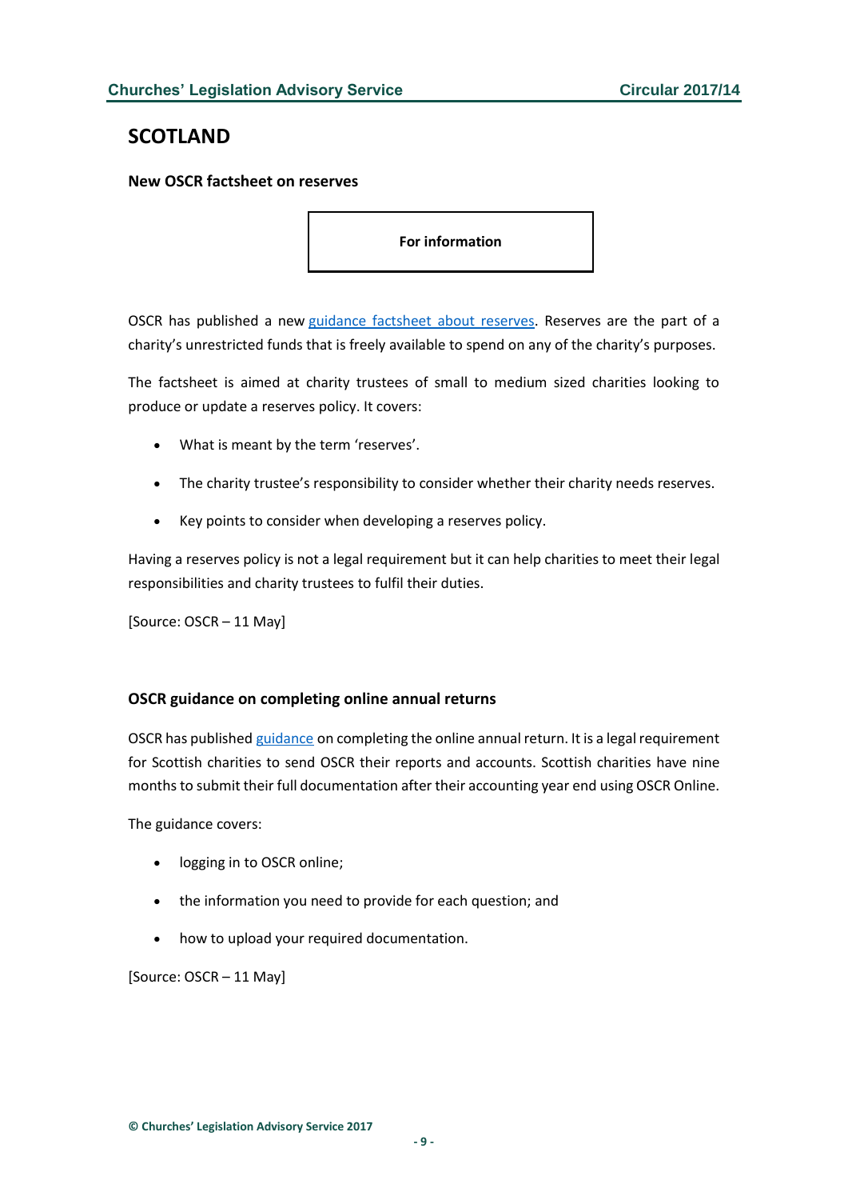## SCOTLAND

### New OSCR factsheet on reserves

**For information**

OSCR has published a new guidance factsheet about reserves. Reserves are the part of a charity's unrestricted funds that is freely available to spend on any of the charity's purposes.

The factsheet is aimed at charity trustees of small to medium sized charities looking to produce or update a reserves policy. It covers:

- What is meant by the term 'reserves'.
- The charity trustee's responsibility to consider whether their charity needs reserves.
- Key points to consider when developing a reserves policy.

Having a reserves policy is not a legal requirement but it can help charities to meet their legal responsibilities and charity trustees to fulfil their duties.

[Source: OSCR – 11 May]

### OSCR guidance on completing online annual returns

OSCR has published guidance on completing the online annual return. It is a legal requirement for Scottish charities to send OSCR their reports and accounts. Scottish charities have nine months to submit their full documentation after their accounting year end using OSCR Online.

The guidance covers:

- logging in to OSCR online;
- the information you need to provide for each question; and
- how to upload your required documentation.

[Source: OSCR – 11 May]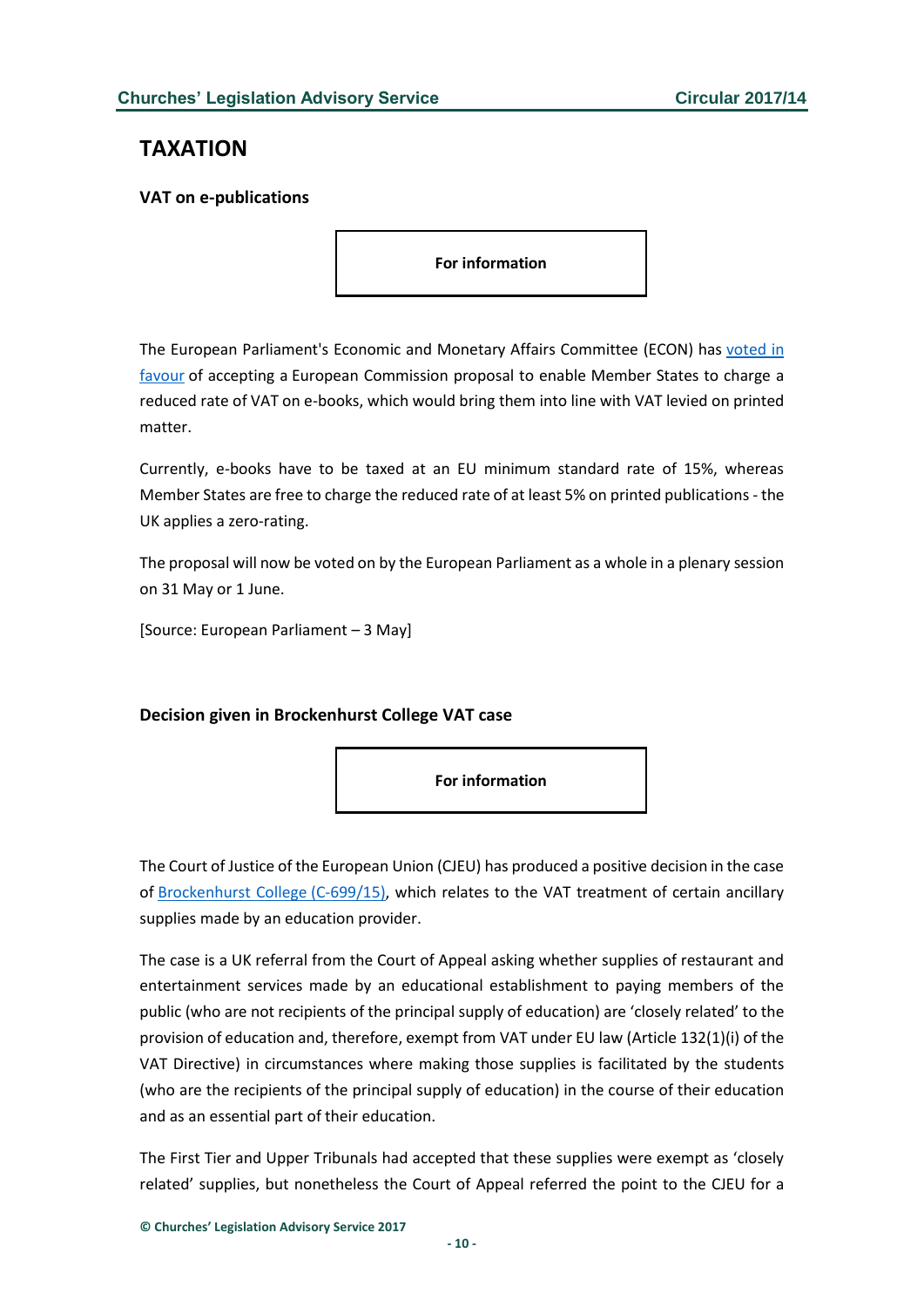# TAXATION

### VAT on e-publications

**For information**

The European Parliament's Economic and Monetary Affairs Committee (ECON) has voted in favour of accepting a European Commission proposal to enable Member States to charge a reduced rate of VAT on e-books, which would bring them into line with VAT levied on printed matter.

Currently, e-books have to be taxed at an EU minimum standard rate of 15%, whereas Member States are free to charge the reduced rate of at least 5% on printed publications - the UK applies a zero-rating.

The proposal will now be voted on by the European Parliament as a whole in a plenary session on 31 May or 1 June.

[Source: European Parliament – 3 May]

### Decision given in Brockenhurst College VAT case

**For information**

The Court of Justice of the European Union (CJEU) has produced a positive decision in the case of Brockenhurst College (C-699/15), which relates to the VAT treatment of certain ancillary supplies made by an education provider.

The case is a UK referral from the Court of Appeal asking whether supplies of restaurant and entertainment services made by an educational establishment to paying members of the public (who are not recipients of the principal supply of education) are 'closely related' to the provision of education and, therefore, exempt from VAT under EU law (Article 132(1)(i) of the VAT Directive) in circumstances where making those supplies is facilitated by the students (who are the recipients of the principal supply of education) in the course of their education and as an essential part of their education.

The First Tier and Upper Tribunals had accepted that these supplies were exempt as 'closely related' supplies, but nonetheless the Court of Appeal referred the point to the CJEU for a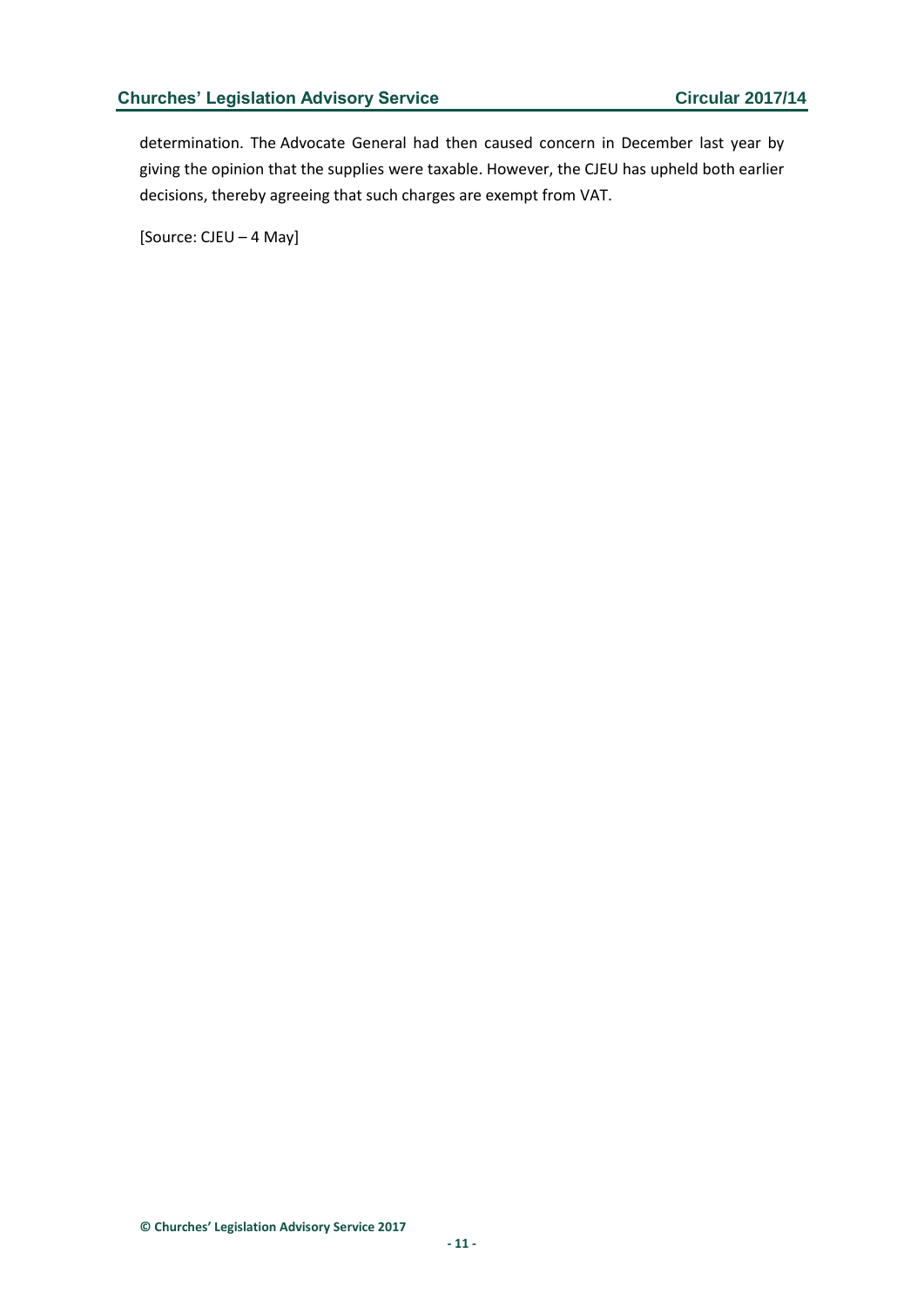determination. The Advocate General had then caused concern in December last year by giving the opinion that the supplies were taxable. However, the CJEU has upheld both earlier decisions, thereby agreeing that such charges are exempt from VAT.

[Source: CJEU – 4 May]

**© Churches' Legislation Advisory Service 2017**